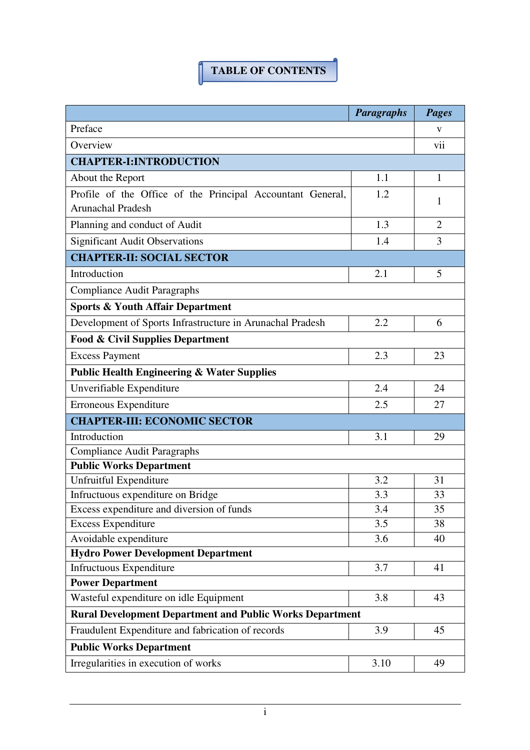# TABLE OF CONTENTS

| | *Paragraphs* | *Pages* |
|---|---|---|
| Preface | | v |
| Overview | | vii |
| **CHAPTER-I:INTRODUCTION** | | |
| About the Report | 1.1 | 1 |
| Profile of the Office of the Principal Accountant General, Arunachal Pradesh | 1.2 | 1 |
| Planning and conduct of Audit | 1.3 | 2 |
| Significant Audit Observations | 1.4 | 3 |
| **CHAPTER-II: SOCIAL SECTOR** | | |
| Introduction | 2.1 | 5 |
| Compliance Audit Paragraphs | | |
| **Sports & Youth Affair Department** | | |
| Development of Sports Infrastructure in Arunachal Pradesh | 2.2 | 6 |
| **Food & Civil Supplies Department** | | |
| Excess Payment | 2.3 | 23 |
| **Public Health Engineering & Water Supplies** | | |
| Unverifiable Expenditure | 2.4 | 24 |
| Erroneous Expenditure | 2.5 | 27 |
| **CHAPTER-III: ECONOMIC SECTOR** | | |
| Introduction | 3.1 | 29 |
| Compliance Audit Paragraphs | | |
| **Public Works Department** | | |
| Unfruitful Expenditure | 3.2 | 31 |
| Infructuous expenditure on Bridge | 3.3 | 33 |
| Excess expenditure and diversion of funds | 3.4 | 35 |
| Excess Expenditure | 3.5 | 38 |
| Avoidable expenditure | 3.6 | 40 |
| **Hydro Power Development Department** | | |
| Infructuous Expenditure | 3.7 | 41 |
| **Power Department** | | |
| Wasteful expenditure on idle Equipment | 3.8 | 43 |
| **Rural Development Department and Public Works Department** | | |
| Fraudulent Expenditure and fabrication of records | 3.9 | 45 |
| **Public Works Department** | | |
| Irregularities in execution of works | 3.10 | 49 |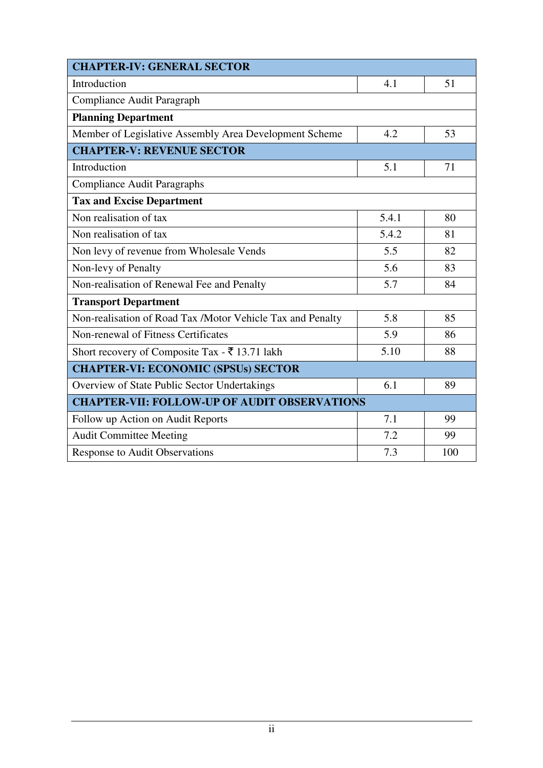| **CHAPTER-IV: GENERAL SECTOR** | | |
|---|---|---|
| Introduction | 4.1 | 51 |
| Compliance Audit Paragraph | | |
| **Planning Department** | | |
| Member of Legislative Assembly Area Development Scheme | 4.2 | 53 |
| **CHAPTER-V: REVENUE SECTOR** | | |
| Introduction | 5.1 | 71 |
| Compliance Audit Paragraphs | | |
| **Tax and Excise Department** | | |
| Non realisation of tax | 5.4.1 | 80 |
| Non realisation of tax | 5.4.2 | 81 |
| Non levy of revenue from Wholesale Vends | 5.5 | 82 |
| Non-levy of Penalty | 5.6 | 83 |
| Non-realisation of Renewal Fee and Penalty | 5.7 | 84 |
| **Transport Department** | | |
| Non-realisation of Road Tax /Motor Vehicle Tax and Penalty | 5.8 | 85 |
| Non-renewal of Fitness Certificates | 5.9 | 86 |
| Short recovery of Composite Tax - ₹ 13.71 lakh | 5.10 | 88 |
| **CHAPTER-VI: ECONOMIC (SPSUs) SECTOR** | | |
| Overview of State Public Sector Undertakings | 6.1 | 89 |
| **CHAPTER-VII: FOLLOW-UP OF AUDIT OBSERVATIONS** | | |
| Follow up Action on Audit Reports | 7.1 | 99 |
| Audit Committee Meeting | 7.2 | 99 |
| Response to Audit Observations | 7.3 | 100 |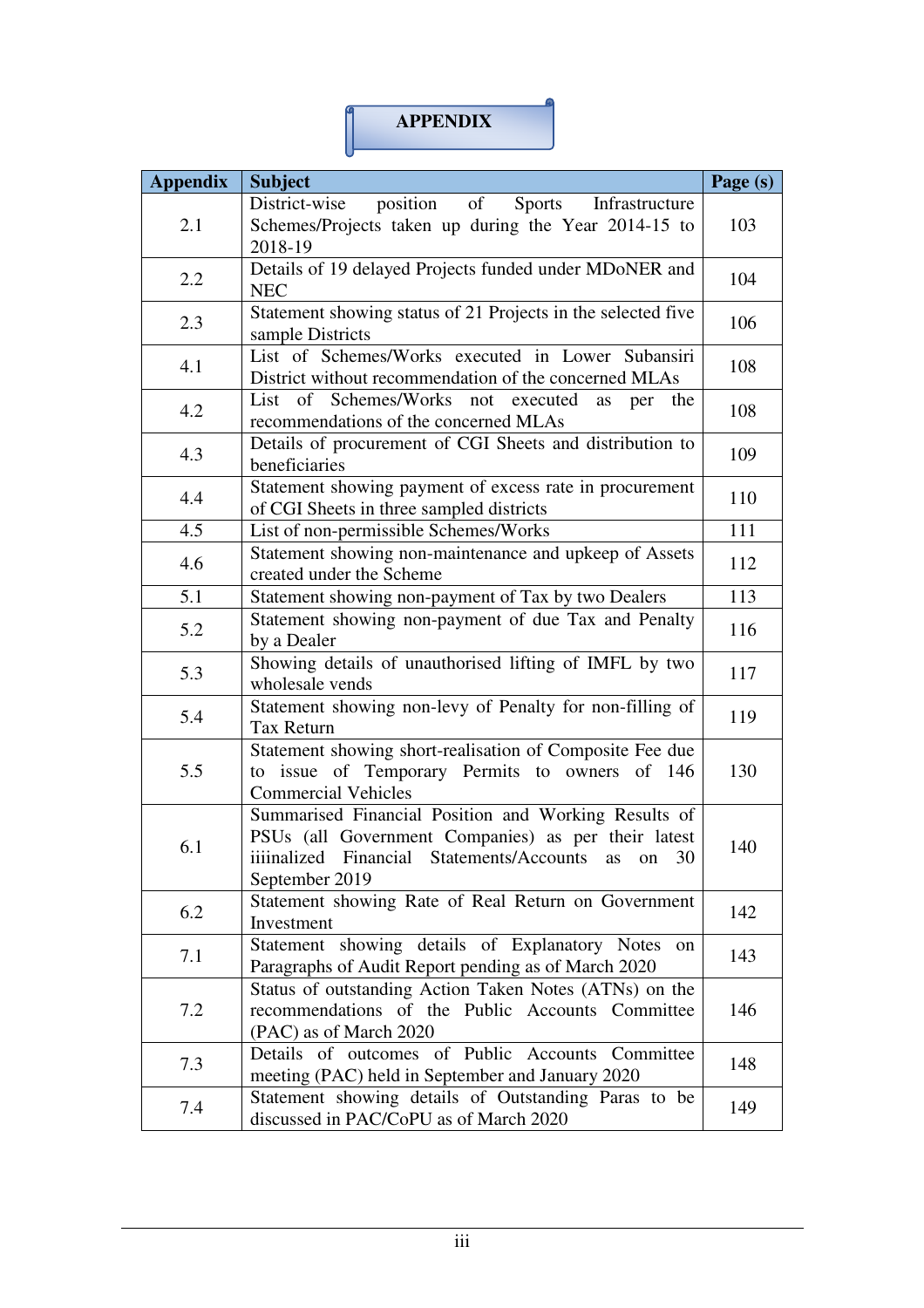# APPENDIX

| Appendix | Subject | Page (s) |
|---|---|---|
| 2.1 | District-wise position of Sports Infrastructure Schemes/Projects taken up during the Year 2014-15 to 2018-19 | 103 |
| 2.2 | Details of 19 delayed Projects funded under MDoNER and NEC | 104 |
| 2.3 | Statement showing status of 21 Projects in the selected five sample Districts | 106 |
| 4.1 | List of Schemes/Works executed in Lower Subansiri District without recommendation of the concerned MLAs | 108 |
| 4.2 | List of Schemes/Works not executed as per the recommendations of the concerned MLAs | 108 |
| 4.3 | Details of procurement of CGI Sheets and distribution to beneficiaries | 109 |
| 4.4 | Statement showing payment of excess rate in procurement of CGI Sheets in three sampled districts | 110 |
| 4.5 | List of non-permissible Schemes/Works | 111 |
| 4.6 | Statement showing non-maintenance and upkeep of Assets created under the Scheme | 112 |
| 5.1 | Statement showing non-payment of Tax by two Dealers | 113 |
| 5.2 | Statement showing non-payment of due Tax and Penalty by a Dealer | 116 |
| 5.3 | Showing details of unauthorised lifting of IMFL by two wholesale vends | 117 |
| 5.4 | Statement showing non-levy of Penalty for non-filling of Tax Return | 119 |
| 5.5 | Statement showing short-realisation of Composite Fee due to issue of Temporary Permits to owners of 146 Commercial Vehicles | 130 |
| 6.1 | Summarised Financial Position and Working Results of PSUs (all Government Companies) as per their latest iiiinalized Financial Statements/Accounts as on 30 September 2019 | 140 |
| 6.2 | Statement showing Rate of Real Return on Government Investment | 142 |
| 7.1 | Statement showing details of Explanatory Notes on Paragraphs of Audit Report pending as of March 2020 | 143 |
| 7.2 | Status of outstanding Action Taken Notes (ATNs) on the recommendations of the Public Accounts Committee (PAC) as of March 2020 | 146 |
| 7.3 | Details of outcomes of Public Accounts Committee meeting (PAC) held in September and January 2020 | 148 |
| 7.4 | Statement showing details of Outstanding Paras to be discussed in PAC/CoPU as of March 2020 | 149 |